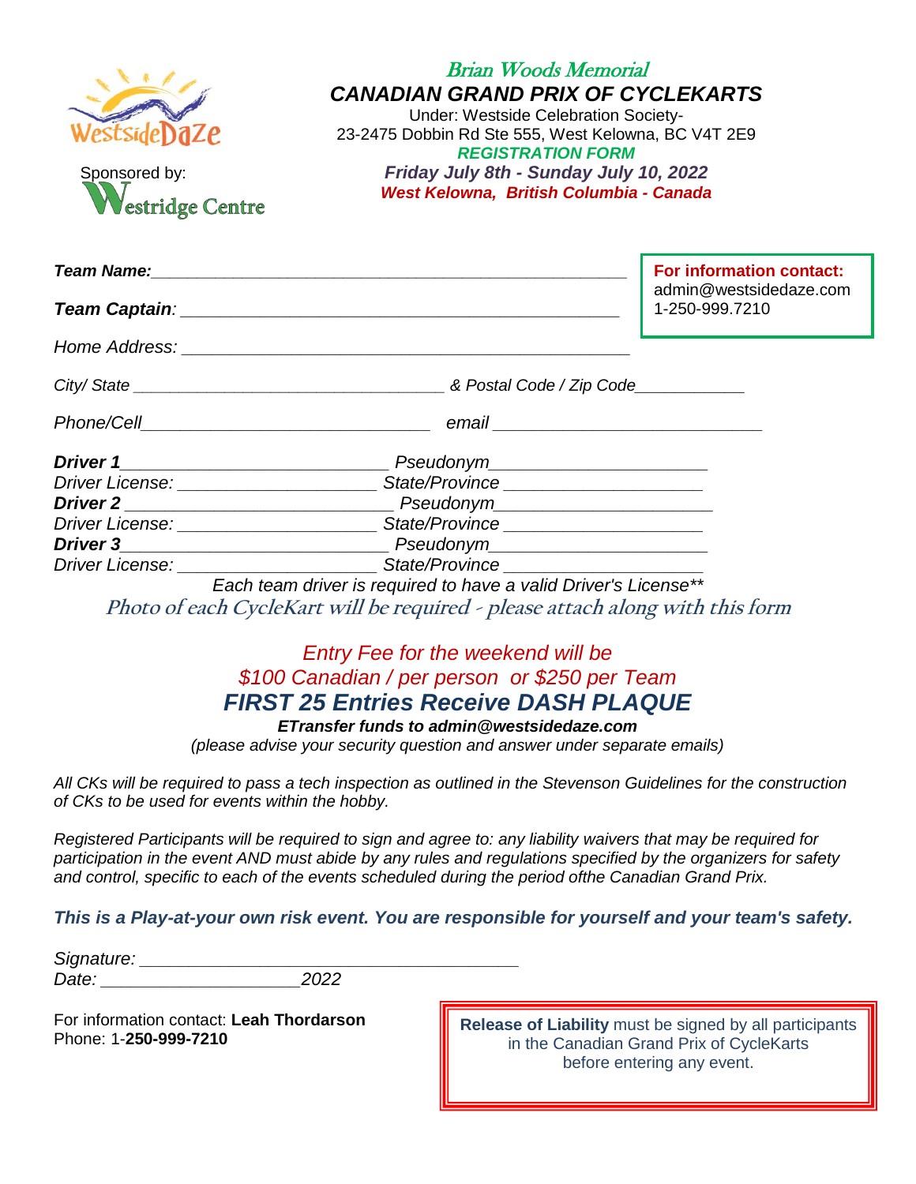WestsideDaze

Sponsored by: Westridge Centre

# Brian Woods Memorial

## *CANADIAN GRAND PRIX OF CYCLEKARTS*

Under: Westside Celebration Society-
23-2475 Dobbin Rd Ste 555, West Kelowna, BC V4T 2E9

**REGISTRATION FORM**

***Friday July 8th - Sunday July 10, 2022***

***West Kelowna, British Columbia - Canada***

**For information contact:**
admin@westsidedaze.com
1-250-999.7210

***Team Name:***___________________________________________________

***Team Captain***: ______________________________________________

*Home Address:* _________________________________________________

*City/ State* _________________________________ *& Postal Code / Zip Code*___________

*Phone/Cell*_____________________________ *email* ___________________________

***Driver 1***__________________________ *Pseudonym*_____________________
*Driver License:* ____________________ *State/Province* ___________________
***Driver 2*** _________________________ *Pseudonym*_____________________
*Driver License:* ____________________ *State/Province* ___________________
***Driver 3***__________________________ *Pseudonym*_____________________
*Driver License:* ____________________ *State/Province* ___________________

*Each team driver is required to have a valid Driver's License***

*Photo of each CycleKart will be required - please attach along with this form*

*Entry Fee for the weekend will be*
*$100 Canadian / per person  or $250 per Team*

## ***FIRST 25 Entries Receive DASH PLAQUE***

***ETransfer funds to admin@westsidedaze.com***
*(please advise your security question and answer under separate emails)*

*All CKs will be required to pass a tech inspection as outlined in the Stevenson Guidelines for the construction of CKs to be used for events within the hobby.*

*Registered Participants will be required to sign and agree to: any liability waivers that may be required for participation in the event AND must abide by any rules and regulations specified by the organizers for safety and control, specific to each of the events scheduled during the period ofthe Canadian Grand Prix.*

***This is a Play-at-your own risk event. You are responsible for yourself and your team's safety.***

*Signature:* ______________________________________
*Date:* ____________________*2022*

For information contact: **Leah Thordarson**
Phone: 1-**250-999-7210**

**Release of Liability** must be signed by all participants in the Canadian Grand Prix of CycleKarts before entering any event.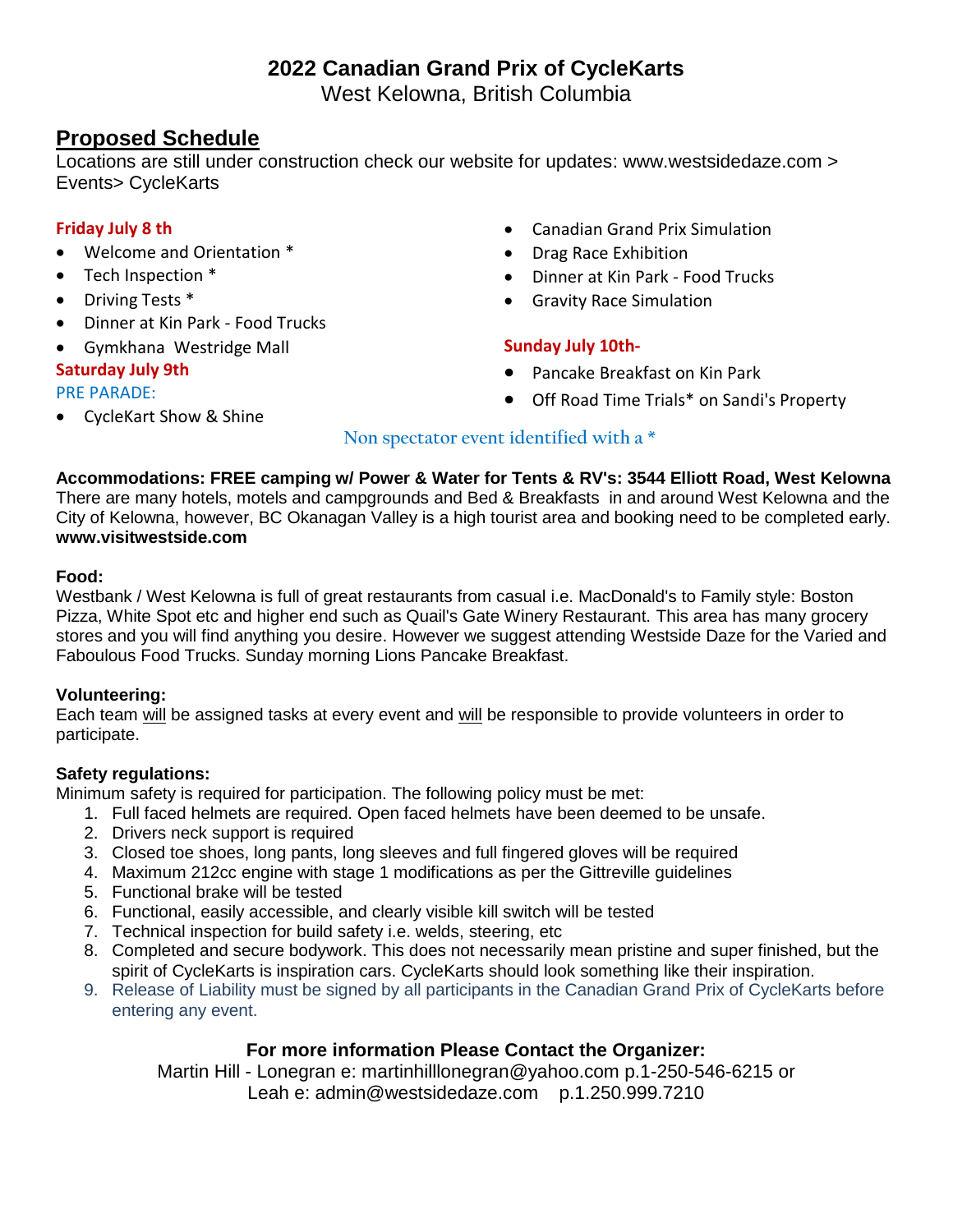# 2022 Canadian Grand Prix of CycleKarts

West Kelowna, British Columbia

## Proposed Schedule

Locations are still under construction check our website for updates: www.westsidedaze.com > Events> CycleKarts

**Friday July 8 th**

- Welcome and Orientation *
- Tech Inspection *
- Driving Tests *
- Dinner at Kin Park - Food Trucks
- Gymkhana Westridge Mall

**Saturday July 9th**

PRE PARADE:

- CycleKart Show & Shine
- Canadian Grand Prix Simulation
- Drag Race Exhibition
- Dinner at Kin Park - Food Trucks
- Gravity Race Simulation

**Sunday July 10th-**

- Pancake Breakfast on Kin Park
- Off Road Time Trials* on Sandi's Property

Non spectator event identified with a *

**Accommodations: FREE camping w/ Power & Water for Tents & RV's: 3544 Elliott Road, West Kelowna**
There are many hotels, motels and campgrounds and Bed & Breakfasts in and around West Kelowna and the City of Kelowna, however, BC Okanagan Valley is a high tourist area and booking need to be completed early.
**www.visitwestside.com**

**Food:**
Westbank / West Kelowna is full of great restaurants from casual i.e. MacDonald's to Family style: Boston Pizza, White Spot etc and higher end such as Quail's Gate Winery Restaurant. This area has many grocery stores and you will find anything you desire. However we suggest attending Westside Daze for the Varied and Faboulous Food Trucks. Sunday morning Lions Pancake Breakfast.

**Volunteering:**
Each team will be assigned tasks at every event and will be responsible to provide volunteers in order to participate.

**Safety regulations:**
Minimum safety is required for participation. The following policy must be met:

1. Full faced helmets are required. Open faced helmets have been deemed to be unsafe.
2. Drivers neck support is required
3. Closed toe shoes, long pants, long sleeves and full fingered gloves will be required
4. Maximum 212cc engine with stage 1 modifications as per the Gittreville guidelines
5. Functional brake will be tested
6. Functional, easily accessible, and clearly visible kill switch will be tested
7. Technical inspection for build safety i.e. welds, steering, etc
8. Completed and secure bodywork. This does not necessarily mean pristine and super finished, but the spirit of CycleKarts is inspiration cars. CycleKarts should look something like their inspiration.
9. Release of Liability must be signed by all participants in the Canadian Grand Prix of CycleKarts before entering any event.

**For more information Please Contact the Organizer:**

Martin Hill - Lonegran e: martinhilllonegran@yahoo.com p.1-250-546-6215 or
Leah e: admin@westsidedaze.com p.1.250.999.7210